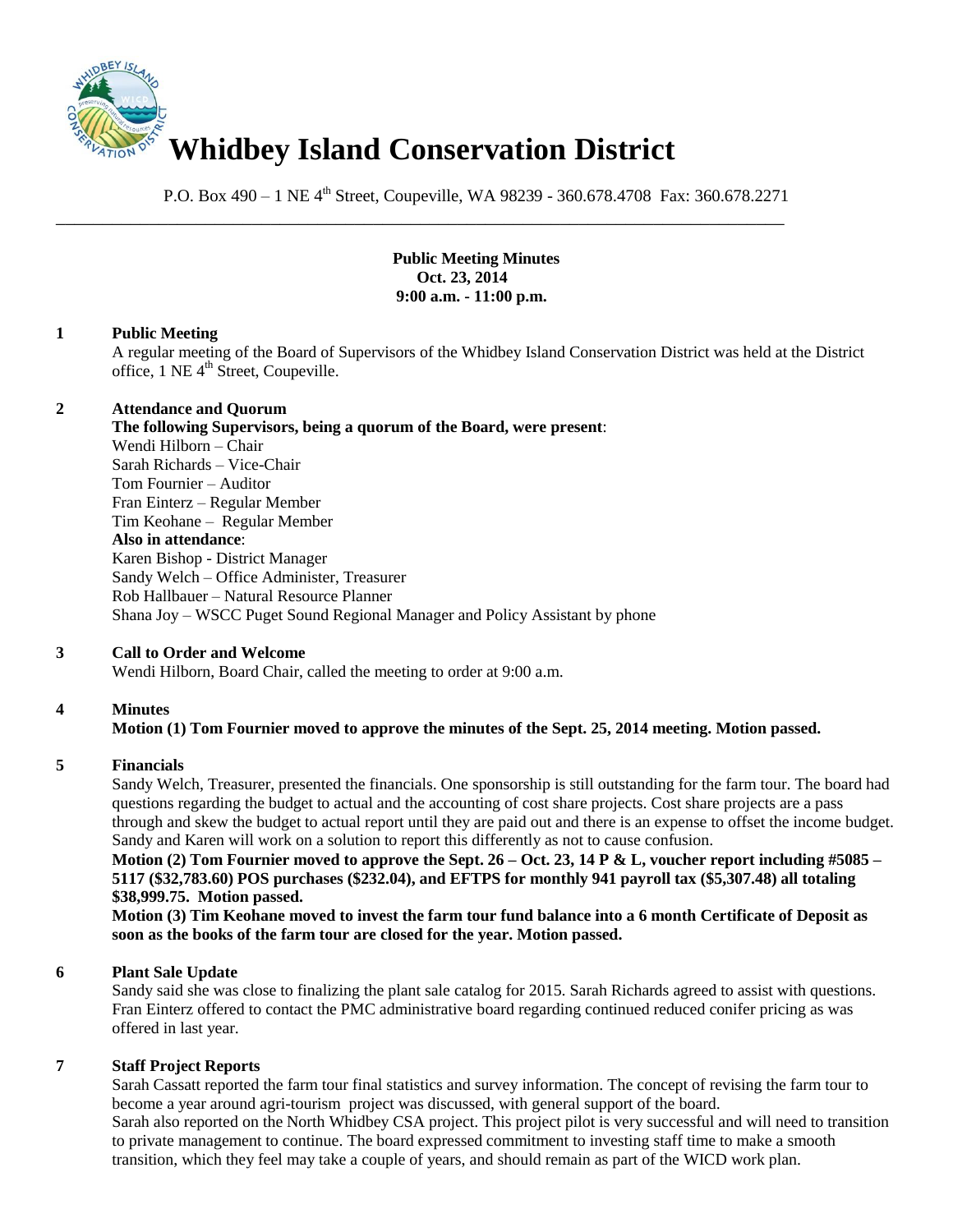# Whidbey Island Conservation District

P.O. Box 490 – 1 NE 4th Street, Coupeville, WA 98239 - 360.678.4708 Fax: 360.678.2271

---

**Public Meeting Minutes**
**Oct. 23, 2014**
**9:00 a.m. - 11:00 p.m.**

## 1 Public Meeting

A regular meeting of the Board of Supervisors of the Whidbey Island Conservation District was held at the District office, 1 NE 4th Street, Coupeville.

## 2 Attendance and Quorum

**The following Supervisors, being a quorum of the Board, were present**:
Wendi Hilborn – Chair
Sarah Richards – Vice-Chair
Tom Fournier – Auditor
Fran Einterz – Regular Member
Tim Keohane – Regular Member
**Also in attendance**:
Karen Bishop - District Manager
Sandy Welch – Office Administer, Treasurer
Rob Hallbauer – Natural Resource Planner
Shana Joy – WSCC Puget Sound Regional Manager and Policy Assistant by phone

## 3 Call to Order and Welcome

Wendi Hilborn, Board Chair, called the meeting to order at 9:00 a.m.

## 4 Minutes

**Motion (1) Tom Fournier moved to approve the minutes of the Sept. 25, 2014 meeting. Motion passed.**

## 5 Financials

Sandy Welch, Treasurer, presented the financials. One sponsorship is still outstanding for the farm tour. The board had questions regarding the budget to actual and the accounting of cost share projects. Cost share projects are a pass through and skew the budget to actual report until they are paid out and there is an expense to offset the income budget. Sandy and Karen will work on a solution to report this differently as not to cause confusion.

**Motion (2) Tom Fournier moved to approve the Sept. 26 – Oct. 23, 14 P & L, voucher report including #5085 – 5117 ($32,783.60) POS purchases ($232.04), and EFTPS for monthly 941 payroll tax ($5,307.48) all totaling $38,999.75. Motion passed.**

**Motion (3) Tim Keohane moved to invest the farm tour fund balance into a 6 month Certificate of Deposit as soon as the books of the farm tour are closed for the year. Motion passed.**

## 6 Plant Sale Update

Sandy said she was close to finalizing the plant sale catalog for 2015. Sarah Richards agreed to assist with questions. Fran Einterz offered to contact the PMC administrative board regarding continued reduced conifer pricing as was offered in last year.

## 7 Staff Project Reports

Sarah Cassatt reported the farm tour final statistics and survey information. The concept of revising the farm tour to become a year around agri-tourism project was discussed, with general support of the board.

Sarah also reported on the North Whidbey CSA project. This project pilot is very successful and will need to transition to private management to continue. The board expressed commitment to investing staff time to make a smooth transition, which they feel may take a couple of years, and should remain as part of the WICD work plan.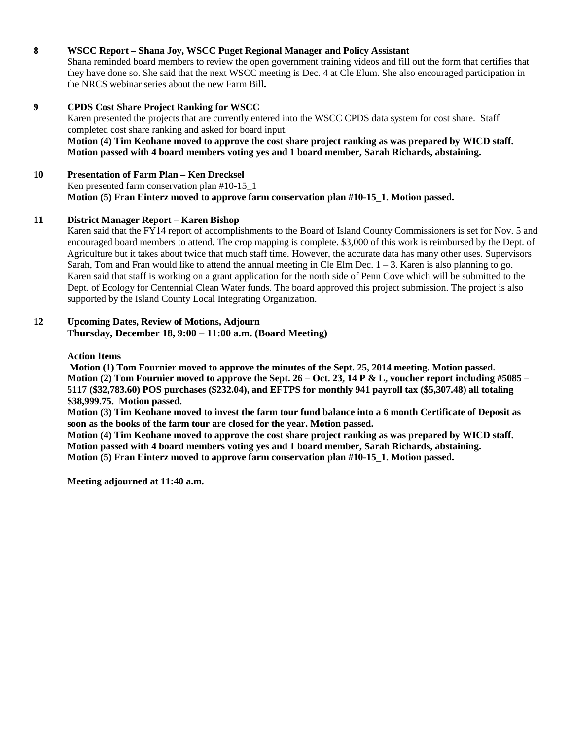**8 WSCC Report – Shana Joy, WSCC Puget Regional Manager and Policy Assistant**

Shana reminded board members to review the open government training videos and fill out the form that certifies that they have done so. She said that the next WSCC meeting is Dec. 4 at Cle Elum. She also encouraged participation in the NRCS webinar series about the new Farm Bill**.**

**9 CPDS Cost Share Project Ranking for WSCC**

Karen presented the projects that are currently entered into the WSCC CPDS data system for cost share. Staff completed cost share ranking and asked for board input.

**Motion (4) Tim Keohane moved to approve the cost share project ranking as was prepared by WICD staff. Motion passed with 4 board members voting yes and 1 board member, Sarah Richards, abstaining.**

**10 Presentation of Farm Plan – Ken Drecksel**

Ken presented farm conservation plan #10-15_1

**Motion (5) Fran Einterz moved to approve farm conservation plan #10-15_1. Motion passed.**

**11 District Manager Report – Karen Bishop**

Karen said that the FY14 report of accomplishments to the Board of Island County Commissioners is set for Nov. 5 and encouraged board members to attend. The crop mapping is complete. $3,000 of this work is reimbursed by the Dept. of Agriculture but it takes about twice that much staff time. However, the accurate data has many other uses. Supervisors Sarah, Tom and Fran would like to attend the annual meeting in Cle Elm Dec. 1 – 3. Karen is also planning to go. Karen said that staff is working on a grant application for the north side of Penn Cove which will be submitted to the Dept. of Ecology for Centennial Clean Water funds. The board approved this project submission. The project is also supported by the Island County Local Integrating Organization.

**12 Upcoming Dates, Review of Motions, Adjourn**

**Thursday, December 18, 9:00 – 11:00 a.m. (Board Meeting)**

**Action Items**

**Motion (1) Tom Fournier moved to approve the minutes of the Sept. 25, 2014 meeting. Motion passed.**
**Motion (2) Tom Fournier moved to approve the Sept. 26 – Oct. 23, 14 P & L, voucher report including #5085 – 5117 ($32,783.60) POS purchases ($232.04), and EFTPS for monthly 941 payroll tax ($5,307.48) all totaling $38,999.75. Motion passed.**
**Motion (3) Tim Keohane moved to invest the farm tour fund balance into a 6 month Certificate of Deposit as soon as the books of the farm tour are closed for the year. Motion passed.**
**Motion (4) Tim Keohane moved to approve the cost share project ranking as was prepared by WICD staff. Motion passed with 4 board members voting yes and 1 board member, Sarah Richards, abstaining.**
**Motion (5) Fran Einterz moved to approve farm conservation plan #10-15_1. Motion passed.**

**Meeting adjourned at 11:40 a.m.**